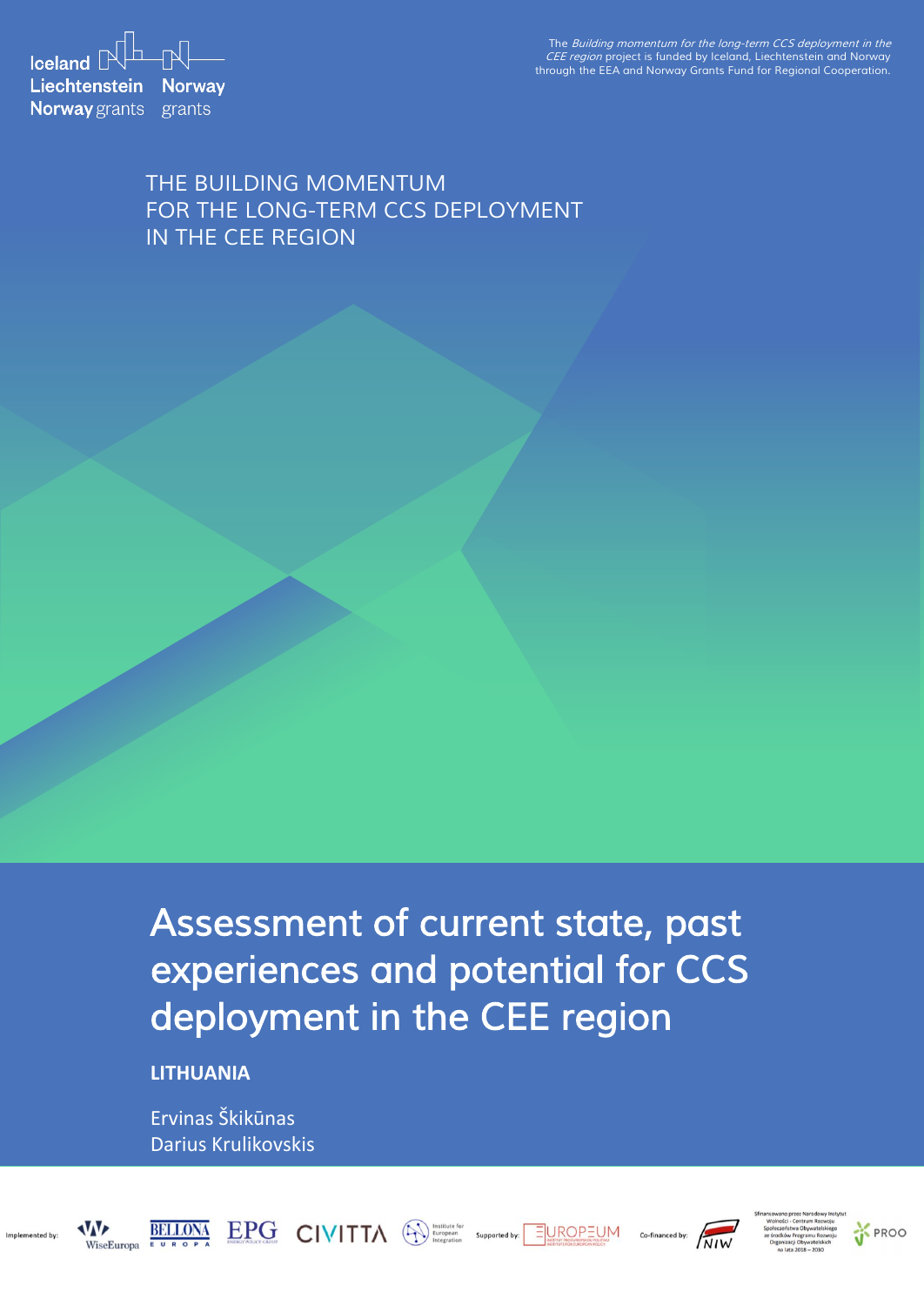Iceland Liechtenstein Norway grants
Norway grants

The *Building momentum for the long-term CCS deployment in the CEE region* project is funded by Iceland, Liechtenstein and Norway through the EEA and Norway Grants Fund for Regional Cooperation.

THE BUILDING MOMENTUM FOR THE LONG-TERM CCS DEPLOYMENT IN THE CEE REGION

# Assessment of current state, past experiences and potential for CCS deployment in the CEE region

**LITHUANIA**

Ervinas Škikūnas
Darius Krulikovskis

Implemented by: WiseEuropa, BELLONA EUROPA, EPG ENERGY POLICY GROUP, CIVITTA, Institute for European Integration
Supported by: EUROPEUM INSTITUTE FOR EUROPEAN POLICY
Co-financed by: NIW

Sfinansowano przez Narodowy Instytut Wolności - Centrum Rozwoju Społeczeństwa Obywatelskiego ze środków Programu Rozwoju Organizacji Obywatelskich na lata 2018 – 2030

PROO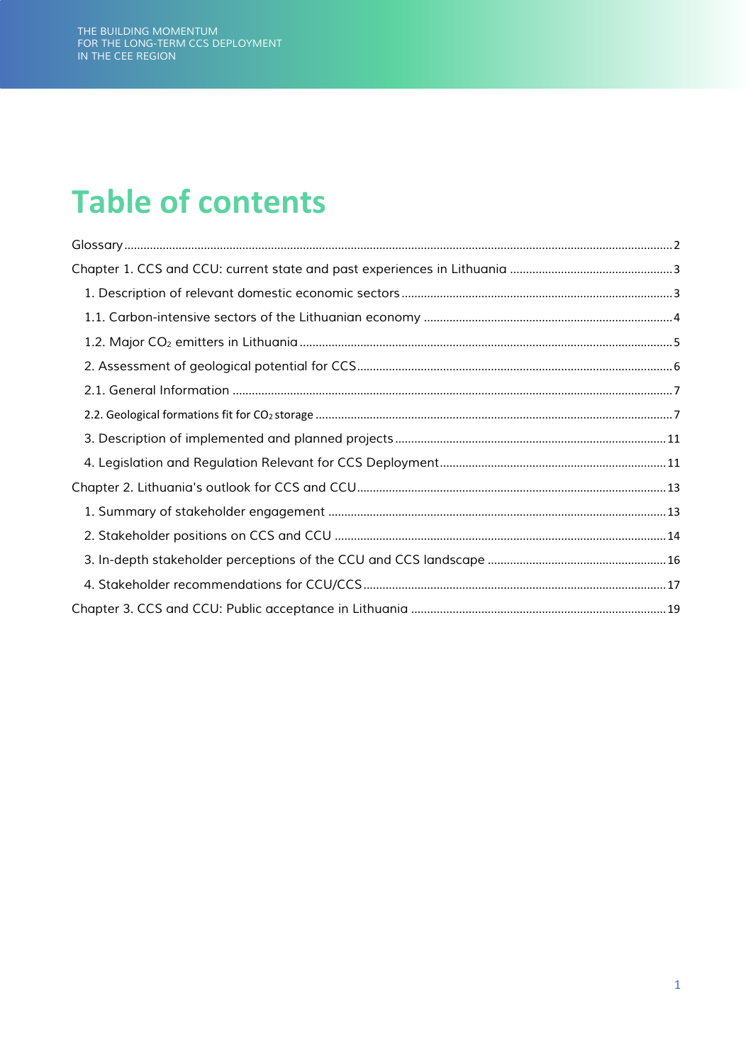# Table of contents

Glossary ........................................................................................................................ 2

Chapter 1. CCS and CCU: current state and past experiences in Lithuania ........................................ 3

- 1. Description of relevant domestic economic sectors ........................................................ 3
- 1.1. Carbon-intensive sectors of the Lithuanian economy ..................................................... 4
- 1.2. Major $CO_2$ emitters in Lithuania ................................................................................ 5
- 2. Assessment of geological potential for CCS .................................................................. 6
- 2.1. General Information ................................................................................................. 7
- 2.2. Geological formations fit for $CO_2$ storage ................................................................ 7
- 3. Description of implemented and planned projects ......................................................... 11
- 4. Legislation and Regulation Relevant for CCS Deployment ............................................ 11

Chapter 2. Lithuania's outlook for CCS and CCU ....................................................................... 13

- 1. Summary of stakeholder engagement ........................................................................... 13
- 2. Stakeholder positions on CCS and CCU ........................................................................ 14
- 3. In-depth stakeholder perceptions of the CCU and CCS landscape .................................. 16
- 4. Stakeholder recommendations for CCU/CCS ................................................................ 17

Chapter 3. CCS and CCU: Public acceptance in Lithuania ........................................................... 19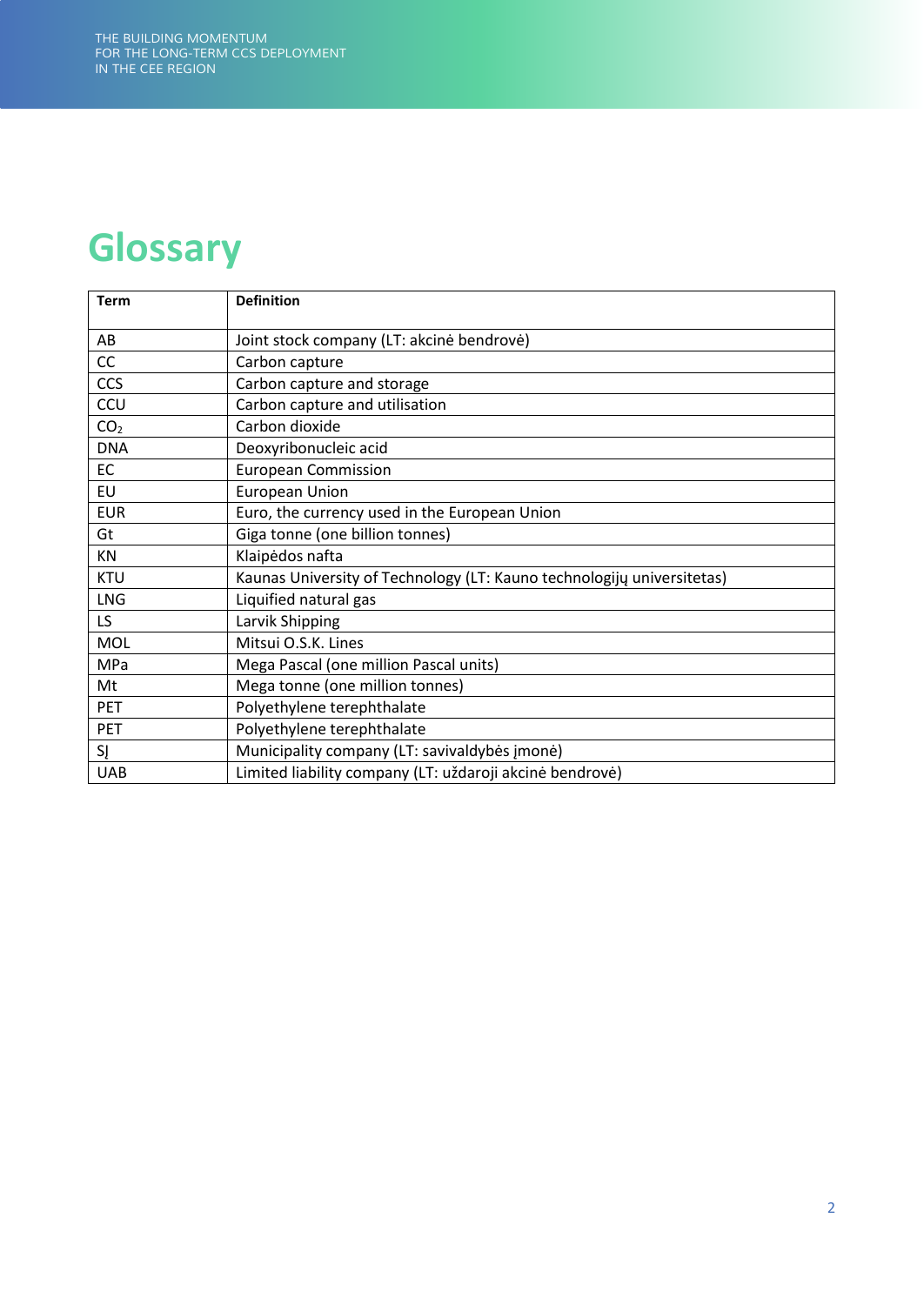# Glossary

| Term | Definition |
|---|---|
| AB | Joint stock company (LT: akcinė bendrovė) |
| CC | Carbon capture |
| CCS | Carbon capture and storage |
| CCU | Carbon capture and utilisation |
| $CO_2$ | Carbon dioxide |
| DNA | Deoxyribonucleic acid |
| EC | European Commission |
| EU | European Union |
| EUR | Euro, the currency used in the European Union |
| Gt | Giga tonne (one billion tonnes) |
| KN | Klaipėdos nafta |
| KTU | Kaunas University of Technology (LT: Kauno technologijų universitetas) |
| LNG | Liquified natural gas |
| LS | Larvik Shipping |
| MOL | Mitsui O.S.K. Lines |
| MPa | Mega Pascal (one million Pascal units) |
| Mt | Mega tonne (one million tonnes) |
| PET | Polyethylene terephthalate |
| PET | Polyethylene terephthalate |
| SĮ | Municipality company (LT: savivaldybės įmonė) |
| UAB | Limited liability company (LT: uždaroji akcinė bendrovė) |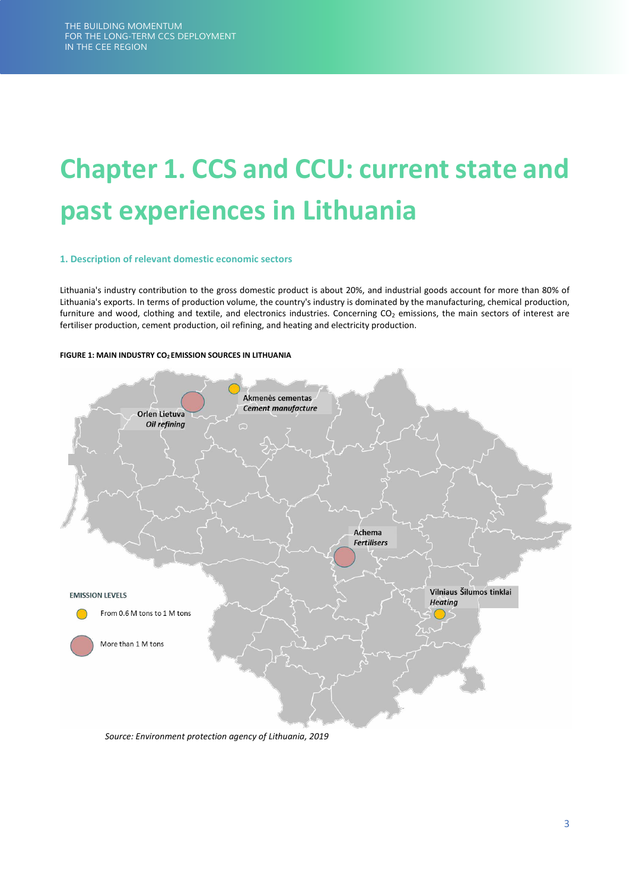# Chapter 1. CCS and CCU: current state and past experiences in Lithuania

### 1. Description of relevant domestic economic sectors

Lithuania's industry contribution to the gross domestic product is about 20%, and industrial goods account for more than 80% of Lithuania's exports. In terms of production volume, the country's industry is dominated by the manufacturing, chemical production, furniture and wood, clothing and textile, and electronics industries. Concerning $CO_2$ emissions, the main sectors of interest are fertiliser production, cement production, oil refining, and heating and electricity production.

**FIGURE 1: MAIN INDUSTRY $CO_2$ EMISSION SOURCES IN LITHUANIA**

Orlen Lietuva
*Oil refining*

Akmenės cementas
*Cement manufacture*

Achema
*Fertilisers*

Vilniaus Šilumos tinklai
*Heating*

EMISSION LEVELS

From 0.6 M tons to 1 M tons

More than 1 M tons

*Source: Environment protection agency of Lithuania, 2019*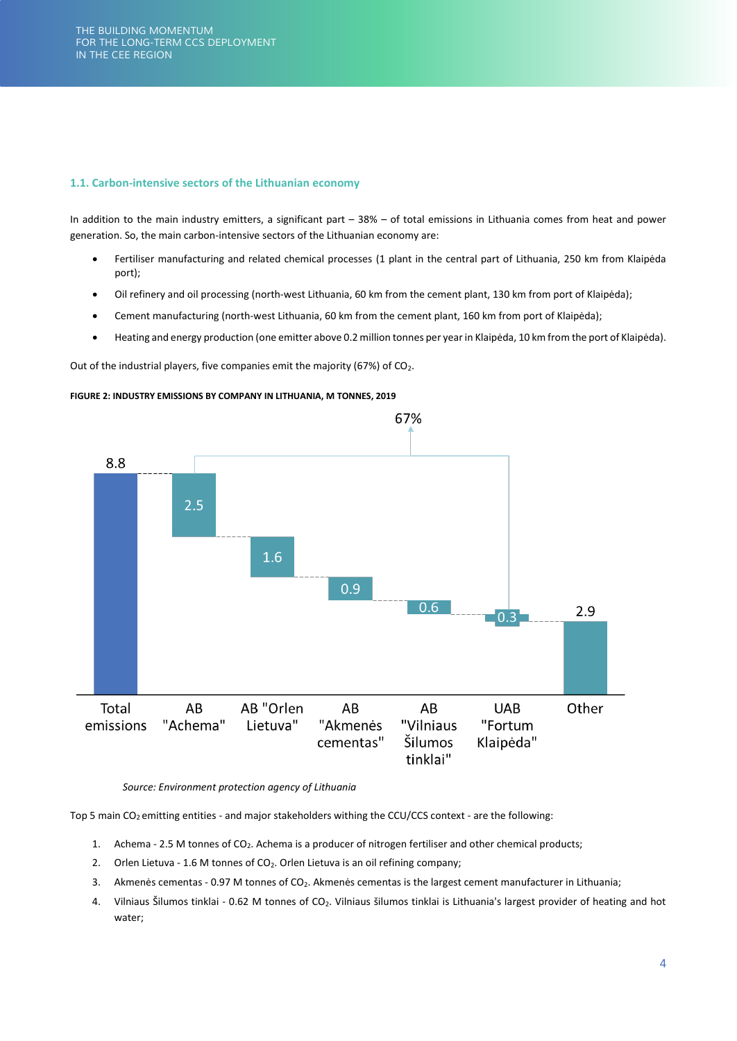## 1.1. Carbon-intensive sectors of the Lithuanian economy

In addition to the main industry emitters, a significant part – 38% – of total emissions in Lithuania comes from heat and power generation. So, the main carbon-intensive sectors of the Lithuanian economy are:

- Fertiliser manufacturing and related chemical processes (1 plant in the central part of Lithuania, 250 km from Klaipėda port);
- Oil refinery and oil processing (north-west Lithuania, 60 km from the cement plant, 130 km from port of Klaipėda);
- Cement manufacturing (north-west Lithuania, 60 km from the cement plant, 160 km from port of Klaipėda);
- Heating and energy production (one emitter above 0.2 million tonnes per year in Klaipėda, 10 km from the port of Klaipėda).

Out of the industrial players, five companies emit the majority (67%) of $CO_2$.

**FIGURE 2: INDUSTRY EMISSIONS BY COMPANY IN LITHUANIA, M TONNES, 2019**

| Total emissions | AB "Achema" | AB "Orlen Lietuva" | AB "Akmenės cementas" | AB "Vilniaus Šilumos tinklai" | UAB "Fortum Klaipėda" | Other |
|---|---|---|---|---|---|---|
| 8.8 | 2.5 | 1.6 | 0.9 | 0.6 | 0.3 | 2.9 |

67% (AB "Achema" through UAB "Fortum Klaipėda")

*Source: Environment protection agency of Lithuania*

Top 5 main $CO_2$ emitting entities - and major stakeholders withing the CCU/CCS context - are the following:

1. Achema - 2.5 M tonnes of $CO_2$. Achema is a producer of nitrogen fertiliser and other chemical products;
2. Orlen Lietuva - 1.6 M tonnes of $CO_2$. Orlen Lietuva is an oil refining company;
3. Akmenės cementas - 0.97 M tonnes of $CO_2$. Akmenės cementas is the largest cement manufacturer in Lithuania;
4. Vilniaus Šilumos tinklai - 0.62 M tonnes of $CO_2$. Vilniaus šilumos tinklai is Lithuania's largest provider of heating and hot water;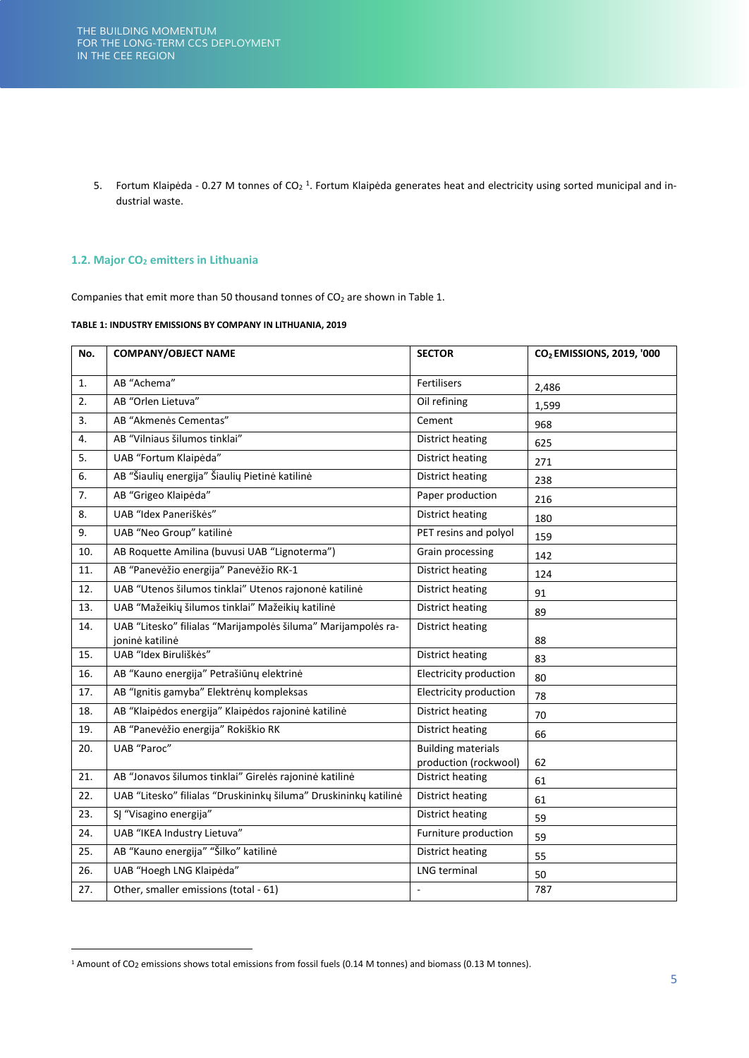5. Fortum Klaipėda - 0.27 M tonnes of $CO_2$ [1]. Fortum Klaipėda generates heat and electricity using sorted municipal and industrial waste.

### 1.2. Major $CO_2$ emitters in Lithuania

Companies that emit more than 50 thousand tonnes of $CO_2$ are shown in Table 1.

**TABLE 1: INDUSTRY EMISSIONS BY COMPANY IN LITHUANIA, 2019**

| No. | COMPANY/OBJECT NAME | SECTOR | $CO_2$ EMISSIONS, 2019, '000 |
|---|---|---|---|
| 1. | AB "Achema" | Fertilisers | 2,486 |
| 2. | AB "Orlen Lietuva" | Oil refining | 1,599 |
| 3. | AB "Akmenės Cementas" | Cement | 968 |
| 4. | AB "Vilniaus šilumos tinklai" | District heating | 625 |
| 5. | UAB "Fortum Klaipėda" | District heating | 271 |
| 6. | AB "Šiaulių energija" Šiaulių Pietinė katilinė | District heating | 238 |
| 7. | AB "Grigeo Klaipėda" | Paper production | 216 |
| 8. | UAB "Idex Paneriškės" | District heating | 180 |
| 9. | UAB "Neo Group" katilinė | PET resins and polyol | 159 |
| 10. | AB Roquette Amilina (buvusi UAB "Lignoterma") | Grain processing | 142 |
| 11. | AB "Panevėžio energija" Panevėžio RK-1 | District heating | 124 |
| 12. | UAB "Utenos šilumos tinklai" Utenos rajononė katilinė | District heating | 91 |
| 13. | UAB "Mažeikių šilumos tinklai" Mažeikių katilinė | District heating | 89 |
| 14. | UAB "Litesko" filialas "Marijampolės šiluma" Marijampolės rajoninė katilinė | District heating | 88 |
| 15. | UAB "Idex Biruliškės" | District heating | 83 |
| 16. | AB "Kauno energija" Petrašiūnų elektrinė | Electricity production | 80 |
| 17. | AB "Ignitis gamyba" Elektrėnų kompleksas | Electricity production | 78 |
| 18. | AB "Klaipėdos energija" Klaipėdos rajoninė katilinė | District heating | 70 |
| 19. | AB "Panevėžio energija" Rokiškio RK | District heating | 66 |
| 20. | UAB "Paroc" | Building materials production (rockwool) | 62 |
| 21. | AB "Jonavos šilumos tinklai" Girelės rajoninė katilinė | District heating | 61 |
| 22. | UAB "Litesko" filialas "Druskininkų šiluma" Druskininkų katilinė | District heating | 61 |
| 23. | SĮ "Visagino energija" | District heating | 59 |
| 24. | UAB "IKEA Industry Lietuva" | Furniture production | 59 |
| 25. | AB "Kauno energija" "Šilko" katilinė | District heating | 55 |
| 26. | UAB "Hoegh LNG Klaipėda" | LNG terminal | 50 |
| 27. | Other, smaller emissions (total - 61) | - | 787 |

[1] Amount of $CO_2$ emissions shows total emissions from fossil fuels (0.14 M tonnes) and biomass (0.13 M tonnes).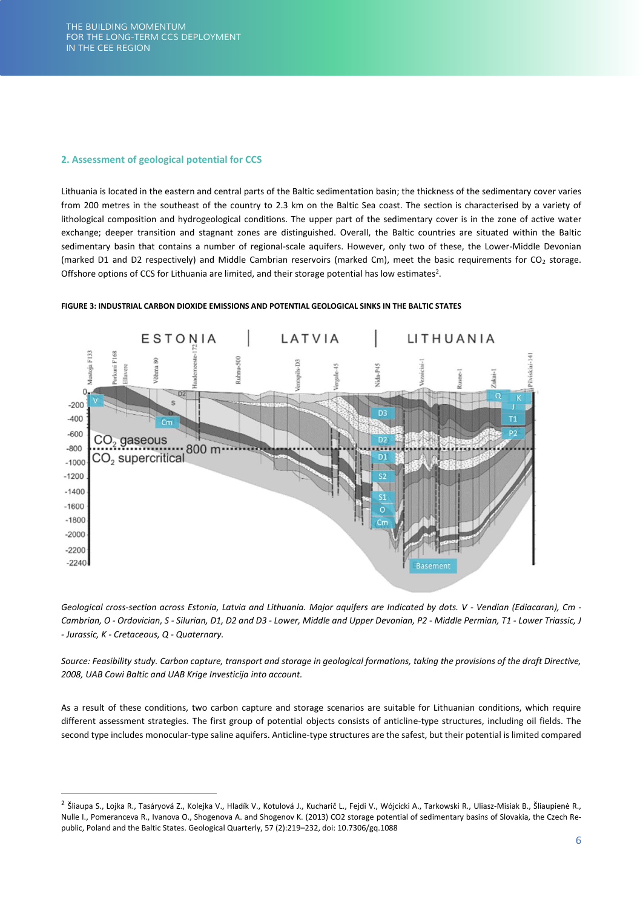## 2. Assessment of geological potential for CCS

Lithuania is located in the eastern and central parts of the Baltic sedimentation basin; the thickness of the sedimentary cover varies from 200 metres in the southeast of the country to 2.3 km on the Baltic Sea coast. The section is characterised by a variety of lithological composition and hydrogeological conditions. The upper part of the sedimentary cover is in the zone of active water exchange; deeper transition and stagnant zones are distinguished. Overall, the Baltic countries are situated within the Baltic sedimentary basin that contains a number of regional-scale aquifers. However, only two of these, the Lower-Middle Devonian (marked D1 and D2 respectively) and Middle Cambrian reservoirs (marked Cm), meet the basic requirements for $CO_2$ storage. Offshore options of CCS for Lithuania are limited, and their storage potential has low estimates[2].

**FIGURE 3: INDUSTRIAL CARBON DIOXIDE EMISSIONS AND POTENTIAL GEOLOGICAL SINKS IN THE BALTIC STATES**

*Geological cross-section across Estonia, Latvia and Lithuania. Major aquifers are Indicated by dots. V - Vendian (Ediacaran), Cm - Cambrian, O - Ordovician, S - Silurian, D1, D2 and D3 - Lower, Middle and Upper Devonian, P2 - Middle Permian, T1 - Lower Triassic, J - Jurassic, K - Cretaceous, Q - Quaternary.*

*Source: Feasibility study. Carbon capture, transport and storage in geological formations, taking the provisions of the draft Directive, 2008, UAB Cowi Baltic and UAB Krige Investicija into account.*

As a result of these conditions, two carbon capture and storage scenarios are suitable for Lithuanian conditions, which require different assessment strategies. The first group of potential objects consists of anticline-type structures, including oil fields. The second type includes monocular-type saline aquifers. Anticline-type structures are the safest, but their potential is limited compared

---

[2] Šliaupa S., Lojka R., Tasáryová Z., Kolejka V., Hladík V., Kotulová J., Kucharič L., Fejdi V., Wójcicki A., Tarkowski R., Uliasz-Misiak B., Šliaupienė R., Nulle I., Pomeranceva R., Ivanova O., Shogenova A. and Shogenov K. (2013) CO2 storage potential of sedimentary basins of Slovakia, the Czech Republic, Poland and the Baltic States. Geological Quarterly, 57 (2):219–232, doi: 10.7306/gq.1088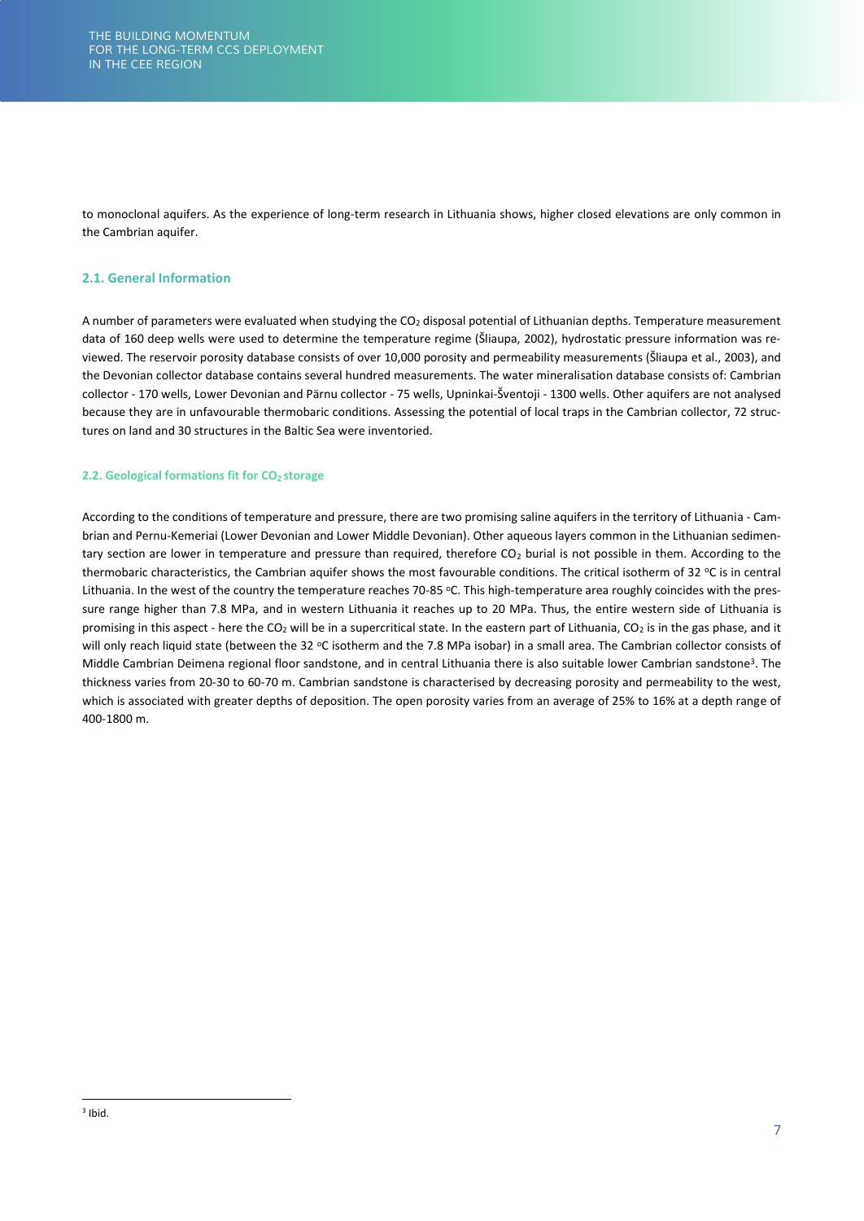to monoclonal aquifers. As the experience of long-term research in Lithuania shows, higher closed elevations are only common in the Cambrian aquifer.

### 2.1. General Information

A number of parameters were evaluated when studying the $CO_2$ disposal potential of Lithuanian depths. Temperature measurement data of 160 deep wells were used to determine the temperature regime (Šliaupa, 2002), hydrostatic pressure information was reviewed. The reservoir porosity database consists of over 10,000 porosity and permeability measurements (Šliaupa et al., 2003), and the Devonian collector database contains several hundred measurements. The water mineralisation database consists of: Cambrian collector - 170 wells, Lower Devonian and Pärnu collector - 75 wells, Upninkai-Šventoji - 1300 wells. Other aquifers are not analysed because they are in unfavourable thermobaric conditions. Assessing the potential of local traps in the Cambrian collector, 72 structures on land and 30 structures in the Baltic Sea were inventoried.

#### 2.2. Geological formations fit for $CO_2$ storage

According to the conditions of temperature and pressure, there are two promising saline aquifers in the territory of Lithuania - Cambrian and Pernu-Kemeriai (Lower Devonian and Lower Middle Devonian). Other aqueous layers common in the Lithuanian sedimentary section are lower in temperature and pressure than required, therefore $CO_2$ burial is not possible in them. According to the thermobaric characteristics, the Cambrian aquifer shows the most favourable conditions. The critical isotherm of 32 °C is in central Lithuania. In the west of the country the temperature reaches 70-85 °C. This high-temperature area roughly coincides with the pressure range higher than 7.8 MPa, and in western Lithuania it reaches up to 20 MPa. Thus, the entire western side of Lithuania is promising in this aspect - here the $CO_2$ will be in a supercritical state. In the eastern part of Lithuania, $CO_2$ is in the gas phase, and it will only reach liquid state (between the 32 °C isotherm and the 7.8 MPa isobar) in a small area. The Cambrian collector consists of Middle Cambrian Deimena regional floor sandstone, and in central Lithuania there is also suitable lower Cambrian sandstone[3]. The thickness varies from 20-30 to 60-70 m. Cambrian sandstone is characterised by decreasing porosity and permeability to the west, which is associated with greater depths of deposition. The open porosity varies from an average of 25% to 16% at a depth range of 400-1800 m.

[3] Ibid.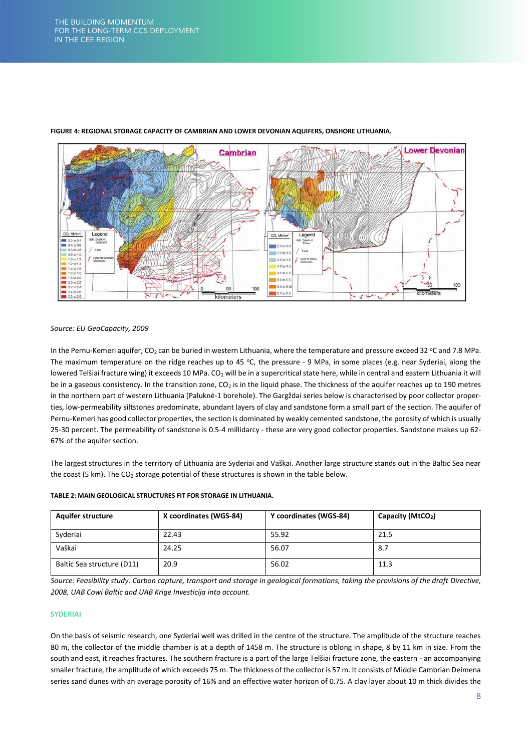**FIGURE 4: REGIONAL STORAGE CAPACITY OF CAMBRIAN AND LOWER DEVONIAN AQUIFERS, ONSHORE LITHUANIA.**

*Source: EU GeoCapacity, 2009*

In the Pernu-Kemeri aquifer, $CO_2$ can be buried in western Lithuania, where the temperature and pressure exceed 32 °C and 7.8 MPa. The maximum temperature on the ridge reaches up to 45 °C, the pressure - 9 MPa, in some places (e.g. near Syderiai, along the lowered Telšiai fracture wing) it exceeds 10 MPa. $CO_2$ will be in a supercritical state here, while in central and eastern Lithuania it will be in a gaseous consistency. In the transition zone, $CO_2$ is in the liquid phase. The thickness of the aquifer reaches up to 190 metres in the northern part of western Lithuania (Paluknė-1 borehole). The Gargždai series below is characterised by poor collector properties, low-permeability siltstones predominate, abundant layers of clay and sandstone form a small part of the section. The aquifer of Pernu-Kemeri has good collector properties, the section is dominated by weakly cemented sandstone, the porosity of which is usually 25-30 percent. The permeability of sandstone is 0.5-4 millidarcy - these are very good collector properties. Sandstone makes up 62-67% of the aquifer section.

The largest structures in the territory of Lithuania are Syderiai and Vaškai. Another large structure stands out in the Baltic Sea near the coast (5 km). The $CO_2$ storage potential of these structures is shown in the table below.

**TABLE 2: MAIN GEOLOGICAL STRUCTURES FIT FOR STORAGE IN LITHUANIA.**

| Aquifer structure | X coordinates (WGS-84) | Y coordinates (WGS-84) | Capacity ($MtCO_2$) |
|---|---|---|---|
| Syderiai | 22.43 | 55.92 | 21.5 |
| Vaškai | 24.25 | 56.07 | 8.7 |
| Baltic Sea structure (D11) | 20.9 | 56.02 | 11.3 |

*Source: Feasibility study. Carbon capture, transport and storage in geological formations, taking the provisions of the draft Directive, 2008, UAB Cowi Baltic and UAB Krige Investicija into account.*

### SYDERIAI

On the basis of seismic research, one Syderiai well was drilled in the centre of the structure. The amplitude of the structure reaches 80 m, the collector of the middle chamber is at a depth of 1458 m. The structure is oblong in shape, 8 by 11 km in size. From the south and east, it reaches fractures. The southern fracture is a part of the large Telšiai fracture zone, the eastern - an accompanying smaller fracture, the amplitude of which exceeds 75 m. The thickness of the collector is 57 m. It consists of Middle Cambrian Deimena series sand dunes with an average porosity of 16% and an effective water horizon of 0.75. A clay layer about 10 m thick divides the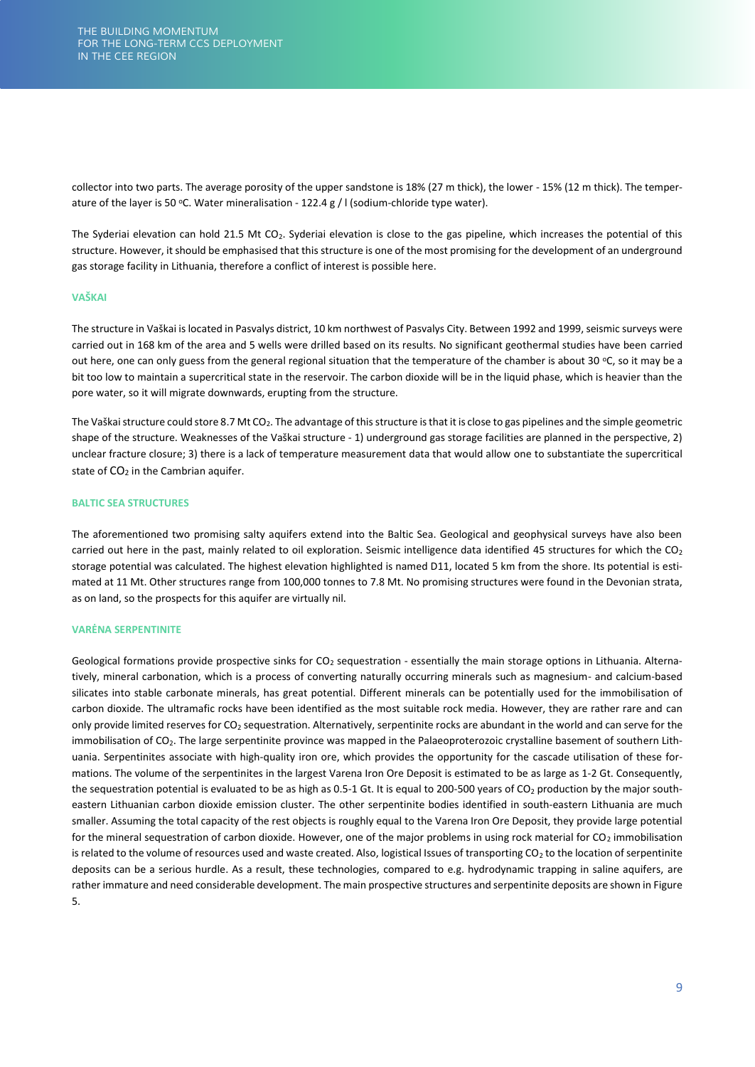collector into two parts. The average porosity of the upper sandstone is 18% (27 m thick), the lower - 15% (12 m thick). The temperature of the layer is 50 ºC. Water mineralisation - 122.4 g / l (sodium-chloride type water).

The Syderiai elevation can hold 21.5 Mt $CO_2$. Syderiai elevation is close to the gas pipeline, which increases the potential of this structure. However, it should be emphasised that this structure is one of the most promising for the development of an underground gas storage facility in Lithuania, therefore a conflict of interest is possible here.

### VAŠKAI

The structure in Vaškai is located in Pasvalys district, 10 km northwest of Pasvalys City. Between 1992 and 1999, seismic surveys were carried out in 168 km of the area and 5 wells were drilled based on its results. No significant geothermal studies have been carried out here, one can only guess from the general regional situation that the temperature of the chamber is about 30 ºC, so it may be a bit too low to maintain a supercritical state in the reservoir. The carbon dioxide will be in the liquid phase, which is heavier than the pore water, so it will migrate downwards, erupting from the structure.

The Vaškai structure could store 8.7 Mt $CO_2$. The advantage of this structure is that it is close to gas pipelines and the simple geometric shape of the structure. Weaknesses of the Vaškai structure - 1) underground gas storage facilities are planned in the perspective, 2) unclear fracture closure; 3) there is a lack of temperature measurement data that would allow one to substantiate the supercritical state of $CO_2$ in the Cambrian aquifer.

### BALTIC SEA STRUCTURES

The aforementioned two promising salty aquifers extend into the Baltic Sea. Geological and geophysical surveys have also been carried out here in the past, mainly related to oil exploration. Seismic intelligence data identified 45 structures for which the $CO_2$ storage potential was calculated. The highest elevation highlighted is named D11, located 5 km from the shore. Its potential is estimated at 11 Mt. Other structures range from 100,000 tonnes to 7.8 Mt. No promising structures were found in the Devonian strata, as on land, so the prospects for this aquifer are virtually nil.

### VARĖNA SERPENTINITE

Geological formations provide prospective sinks for $CO_2$ sequestration - essentially the main storage options in Lithuania. Alternatively, mineral carbonation, which is a process of converting naturally occurring minerals such as magnesium- and calcium-based silicates into stable carbonate minerals, has great potential. Different minerals can be potentially used for the immobilisation of carbon dioxide. The ultramafic rocks have been identified as the most suitable rock media. However, they are rather rare and can only provide limited reserves for $CO_2$ sequestration. Alternatively, serpentinite rocks are abundant in the world and can serve for the immobilisation of $CO_2$. The large serpentinite province was mapped in the Palaeoproterozoic crystalline basement of southern Lithuania. Serpentinites associate with high-quality iron ore, which provides the opportunity for the cascade utilisation of these formations. The volume of the serpentinites in the largest Varena Iron Ore Deposit is estimated to be as large as 1-2 Gt. Consequently, the sequestration potential is evaluated to be as high as 0.5-1 Gt. It is equal to 200-500 years of $CO_2$ production by the major south-eastern Lithuanian carbon dioxide emission cluster. The other serpentinite bodies identified in south-eastern Lithuania are much smaller. Assuming the total capacity of the rest objects is roughly equal to the Varena Iron Ore Deposit, they provide large potential for the mineral sequestration of carbon dioxide. However, one of the major problems in using rock material for $CO_2$ immobilisation is related to the volume of resources used and waste created. Also, logistical Issues of transporting $CO_2$ to the location of serpentinite deposits can be a serious hurdle. As a result, these technologies, compared to e.g. hydrodynamic trapping in saline aquifers, are rather immature and need considerable development. The main prospective structures and serpentinite deposits are shown in Figure 5.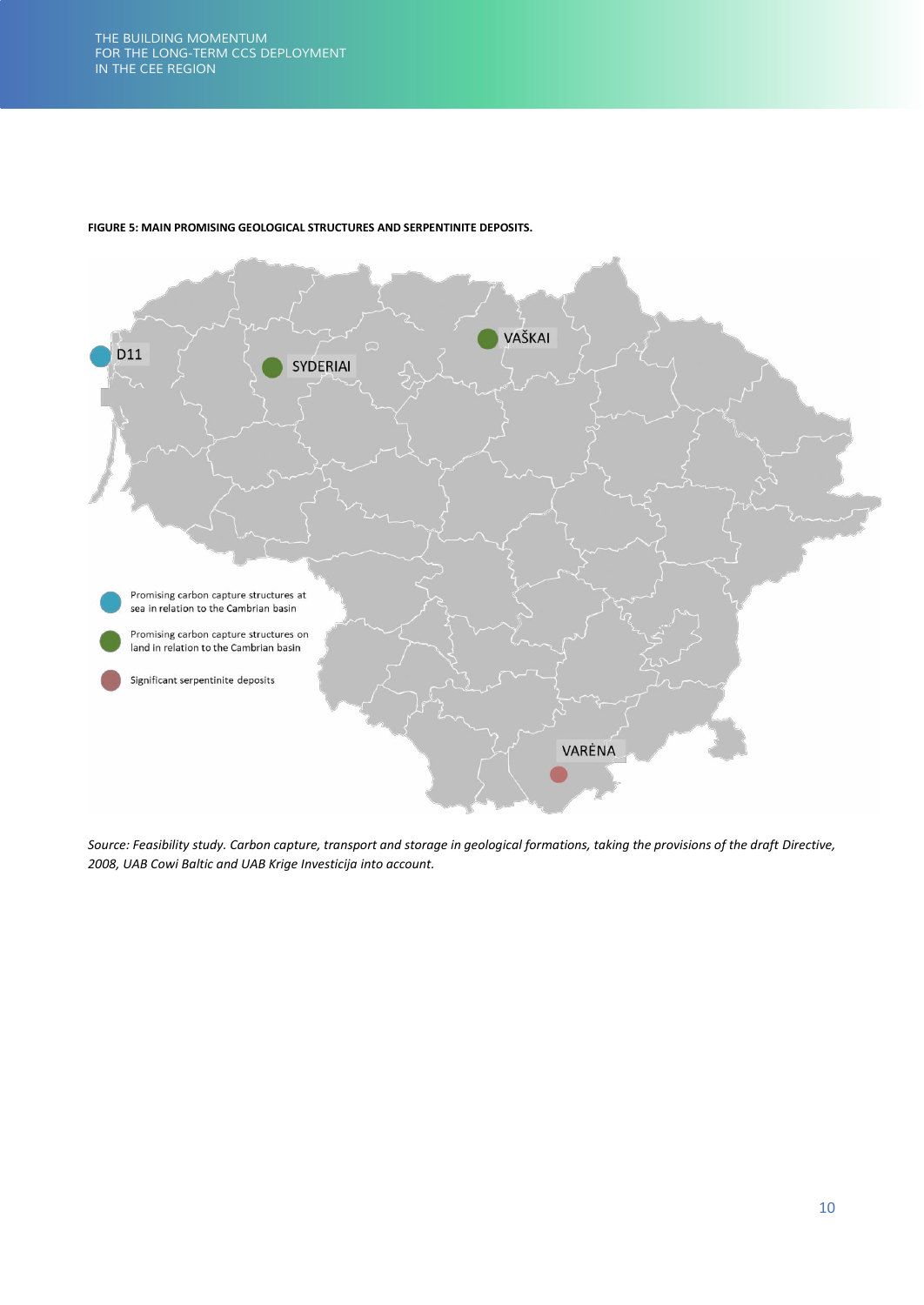**FIGURE 5: MAIN PROMISING GEOLOGICAL STRUCTURES AND SERPENTINITE DEPOSITS.**

D11

SYDERIAI

VAŠKAI

VARĖNA

Promising carbon capture structures at sea in relation to the Cambrian basin

Promising carbon capture structures on land in relation to the Cambrian basin

Significant serpentinite deposits

*Source: Feasibility study. Carbon capture, transport and storage in geological formations, taking the provisions of the draft Directive, 2008, UAB Cowi Baltic and UAB Krige Investicija into account.*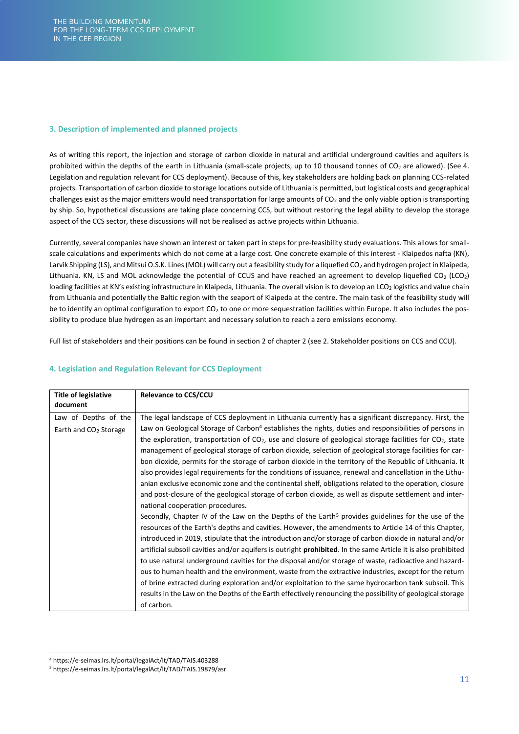## 3. Description of implemented and planned projects

As of writing this report, the injection and storage of carbon dioxide in natural and artificial underground cavities and aquifers is prohibited within the depths of the earth in Lithuania (small-scale projects, up to 10 thousand tonnes of $CO_2$ are allowed). (See 4. Legislation and regulation relevant for CCS deployment). Because of this, key stakeholders are holding back on planning CCS-related projects. Transportation of carbon dioxide to storage locations outside of Lithuania is permitted, but logistical costs and geographical challenges exist as the major emitters would need transportation for large amounts of $CO_2$ and the only viable option is transporting by ship. So, hypothetical discussions are taking place concerning CCS, but without restoring the legal ability to develop the storage aspect of the CCS sector, these discussions will not be realised as active projects within Lithuania.

Currently, several companies have shown an interest or taken part in steps for pre-feasibility study evaluations. This allows for small-scale calculations and experiments which do not come at a large cost. One concrete example of this interest - Klaipedos nafta (KN), Larvik Shipping (LS), and Mitsui O.S.K. Lines (MOL) will carry out a feasibility study for a liquefied $CO_2$ and hydrogen project in Klaipeda, Lithuania. KN, LS and MOL acknowledge the potential of CCUS and have reached an agreement to develop liquefied $CO_2$ ($LCO_2$) loading facilities at KN's existing infrastructure in Klaipeda, Lithuania. The overall vision is to develop an $LCO_2$ logistics and value chain from Lithuania and potentially the Baltic region with the seaport of Klaipeda at the centre. The main task of the feasibility study will be to identify an optimal configuration to export $CO_2$ to one or more sequestration facilities within Europe. It also includes the possibility to produce blue hydrogen as an important and necessary solution to reach a zero emissions economy.

Full list of stakeholders and their positions can be found in section 2 of chapter 2 (see 2. Stakeholder positions on CCS and CCU).

## 4. Legislation and Regulation Relevant for CCS Deployment

| Title of legislative document | Relevance to CCS/CCU |
|---|---|
| Law of Depths of the Earth and $CO_2$ Storage | The legal landscape of CCS deployment in Lithuania currently has a significant discrepancy. First, the Law on Geological Storage of Carbon[4] establishes the rights, duties and responsibilities of persons in the exploration, transportation of $CO_2$, use and closure of geological storage facilities for $CO_2$, state management of geological storage of carbon dioxide, selection of geological storage facilities for carbon dioxide, permits for the storage of carbon dioxide in the territory of the Republic of Lithuania. It also provides legal requirements for the conditions of issuance, renewal and cancellation in the Lithuanian exclusive economic zone and the continental shelf, obligations related to the operation, closure and post-closure of the geological storage of carbon dioxide, as well as dispute settlement and international cooperation procedures.<br>Secondly, Chapter IV of the Law on the Depths of the Earth[5] provides guidelines for the use of the resources of the Earth's depths and cavities. However, the amendments to Article 14 of this Chapter, introduced in 2019, stipulate that the introduction and/or storage of carbon dioxide in natural and/or artificial subsoil cavities and/or aquifers is outright **prohibited**. In the same Article it is also prohibited to use natural underground cavities for the disposal and/or storage of waste, radioactive and hazardous to human health and the environment, waste from the extractive industries, except for the return of brine extracted during exploration and/or exploitation to the same hydrocarbon tank subsoil. This results in the Law on the Depths of the Earth effectively renouncing the possibility of geological storage of carbon. |

[4] https://e-seimas.lrs.lt/portal/legalAct/lt/TAD/TAIS.403288

[5] https://e-seimas.lrs.lt/portal/legalAct/lt/TAD/TAIS.19879/asr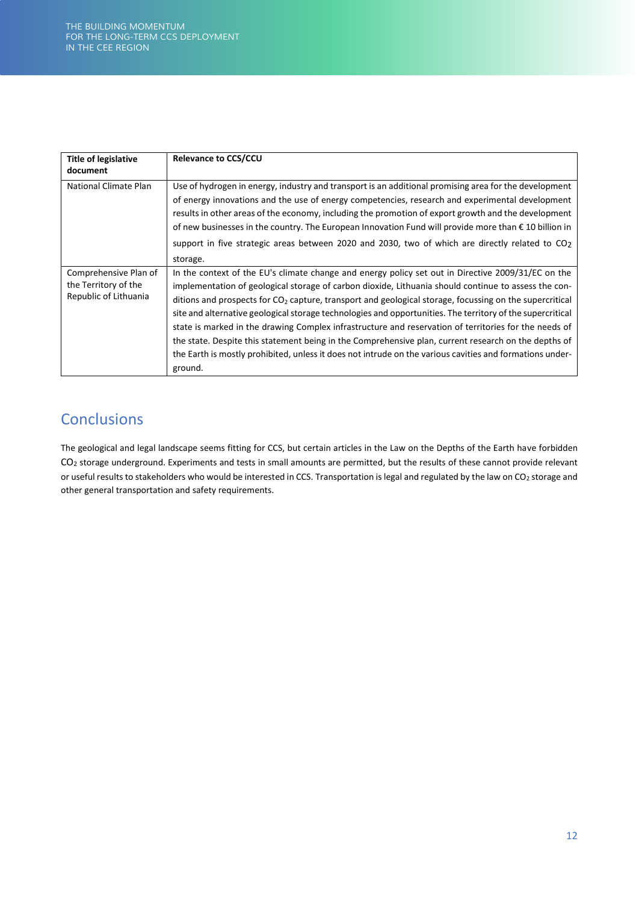| Title of legislative document | Relevance to CCS/CCU |
| --- | --- |
| National Climate Plan | Use of hydrogen in energy, industry and transport is an additional promising area for the development of energy innovations and the use of energy competencies, research and experimental development results in other areas of the economy, including the promotion of export growth and the development of new businesses in the country. The European Innovation Fund will provide more than € 10 billion in support in five strategic areas between 2020 and 2030, two of which are directly related to $CO_2$ storage. |
| Comprehensive Plan of the Territory of the Republic of Lithuania | In the context of the EU's climate change and energy policy set out in Directive 2009/31/EC on the implementation of geological storage of carbon dioxide, Lithuania should continue to assess the conditions and prospects for $CO_2$ capture, transport and geological storage, focussing on the supercritical site and alternative geological storage technologies and opportunities. The territory of the supercritical state is marked in the drawing Complex infrastructure and reservation of territories for the needs of the state. Despite this statement being in the Comprehensive plan, current research on the depths of the Earth is mostly prohibited, unless it does not intrude on the various cavities and formations underground. |

## Conclusions

The geological and legal landscape seems fitting for CCS, but certain articles in the Law on the Depths of the Earth have forbidden $CO_2$ storage underground. Experiments and tests in small amounts are permitted, but the results of these cannot provide relevant or useful results to stakeholders who would be interested in CCS. Transportation is legal and regulated by the law on $CO_2$ storage and other general transportation and safety requirements.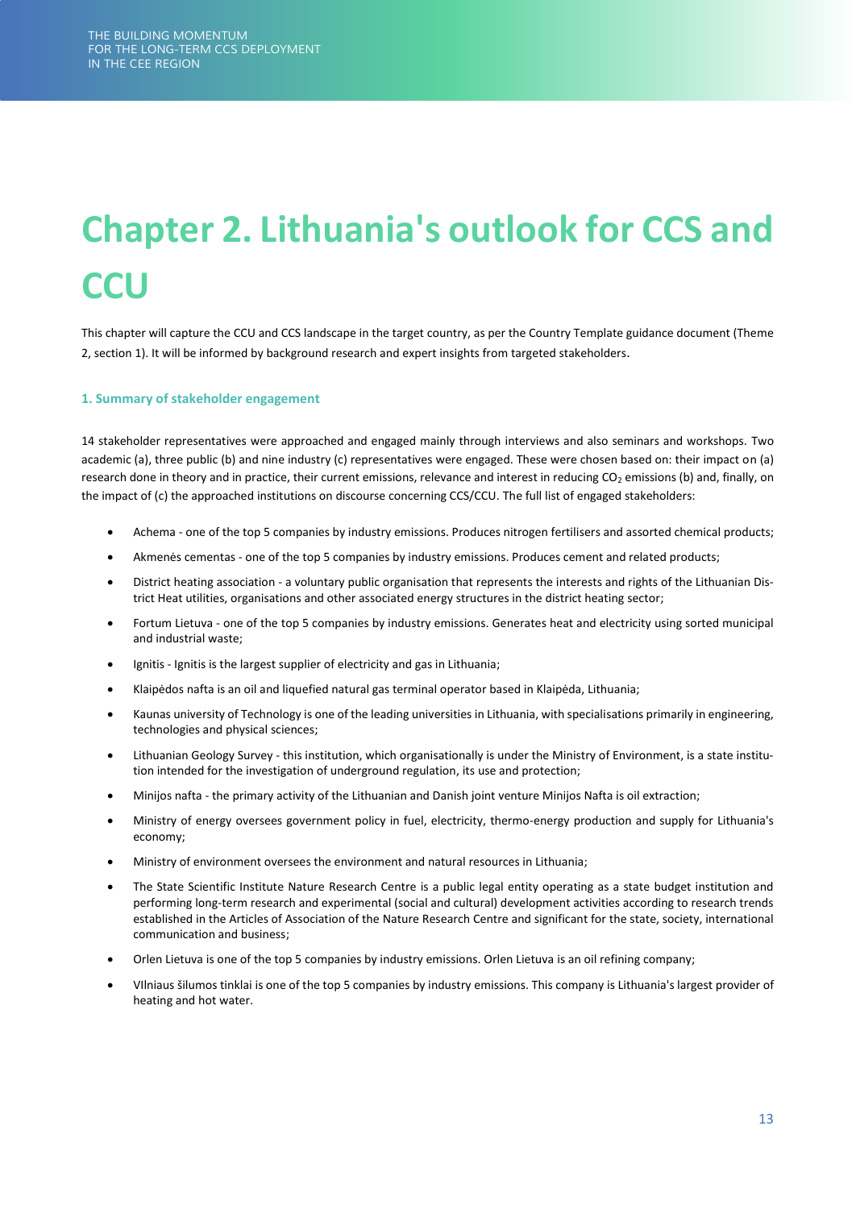# Chapter 2. Lithuania's outlook for CCS and CCU

This chapter will capture the CCU and CCS landscape in the target country, as per the Country Template guidance document (Theme 2, section 1). It will be informed by background research and expert insights from targeted stakeholders.

## 1. Summary of stakeholder engagement

14 stakeholder representatives were approached and engaged mainly through interviews and also seminars and workshops. Two academic (a), three public (b) and nine industry (c) representatives were engaged. These were chosen based on: their impact on (a) research done in theory and in practice, their current emissions, relevance and interest in reducing $CO_2$ emissions (b) and, finally, on the impact of (c) the approached institutions on discourse concerning CCS/CCU. The full list of engaged stakeholders:

- Achema - one of the top 5 companies by industry emissions. Produces nitrogen fertilisers and assorted chemical products;
- Akmenės cementas - one of the top 5 companies by industry emissions. Produces cement and related products;
- District heating association - a voluntary public organisation that represents the interests and rights of the Lithuanian District Heat utilities, organisations and other associated energy structures in the district heating sector;
- Fortum Lietuva - one of the top 5 companies by industry emissions. Generates heat and electricity using sorted municipal and industrial waste;
- Ignitis - Ignitis is the largest supplier of electricity and gas in Lithuania;
- Klaipėdos nafta is an oil and liquefied natural gas terminal operator based in Klaipėda, Lithuania;
- Kaunas university of Technology is one of the leading universities in Lithuania, with specialisations primarily in engineering, technologies and physical sciences;
- Lithuanian Geology Survey - this institution, which organisationally is under the Ministry of Environment, is a state institution intended for the investigation of underground regulation, its use and protection;
- Minijos nafta - the primary activity of the Lithuanian and Danish joint venture Minijos Nafta is oil extraction;
- Ministry of energy oversees government policy in fuel, electricity, thermo-energy production and supply for Lithuania's economy;
- Ministry of environment oversees the environment and natural resources in Lithuania;
- The State Scientific Institute Nature Research Centre is a public legal entity operating as a state budget institution and performing long-term research and experimental (social and cultural) development activities according to research trends established in the Articles of Association of the Nature Research Centre and significant for the state, society, international communication and business;
- Orlen Lietuva is one of the top 5 companies by industry emissions. Orlen Lietuva is an oil refining company;
- VIlniaus šilumos tinklai is one of the top 5 companies by industry emissions. This company is Lithuania's largest provider of heating and hot water.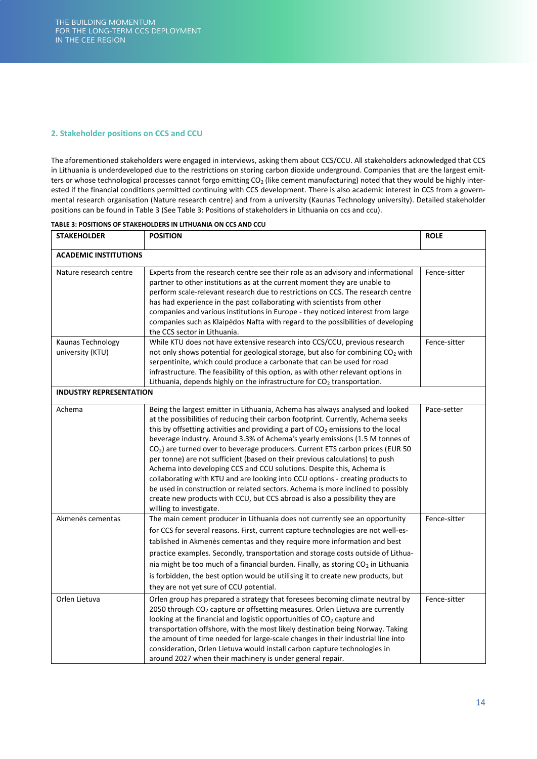## 2. Stakeholder positions on CCS and CCU

The aforementioned stakeholders were engaged in interviews, asking them about CCS/CCU. All stakeholders acknowledged that CCS in Lithuania is underdeveloped due to the restrictions on storing carbon dioxide underground. Companies that are the largest emitters or whose technological processes cannot forgo emitting $CO_2$ (like cement manufacturing) noted that they would be highly interested if the financial conditions permitted continuing with CCS development. There is also academic interest in CCS from a governmental research organisation (Nature research centre) and from a university (Kaunas Technology university). Detailed stakeholder positions can be found in Table 3 (See Table 3: Positions of stakeholders in Lithuania on ccs and ccu).

**TABLE 3: POSITIONS OF STAKEHOLDERS IN LITHUANIA ON CCS AND CCU**

| STAKEHOLDER | POSITION | ROLE |
|---|---|---|
| **ACADEMIC INSTITUTIONS** | | |
| Nature research centre | Experts from the research centre see their role as an advisory and informational partner to other institutions as at the current moment they are unable to perform scale-relevant research due to restrictions on CCS. The research centre has had experience in the past collaborating with scientists from other companies and various institutions in Europe - they noticed interest from large companies such as Klaipėdos Nafta with regard to the possibilities of developing the CCS sector in Lithuania. | Fence-sitter |
| Kaunas Technology university (KTU) | While KTU does not have extensive research into CCS/CCU, previous research not only shows potential for geological storage, but also for combining $CO_2$ with serpentinite, which could produce a carbonate that can be used for road infrastructure. The feasibility of this option, as with other relevant options in Lithuania, depends highly on the infrastructure for $CO_2$ transportation. | Fence-sitter |
| **INDUSTRY REPRESENTATION** | | |
| Achema | Being the largest emitter in Lithuania, Achema has always analysed and looked at the possibilities of reducing their carbon footprint. Currently, Achema seeks this by offsetting activities and providing a part of $CO_2$ emissions to the local beverage industry. Around 3.3% of Achema's yearly emissions (1.5 M tonnes of $CO_2$) are turned over to beverage producers. Current ETS carbon prices (EUR 50 per tonne) are not sufficient (based on their previous calculations) to push Achema into developing CCS and CCU solutions. Despite this, Achema is collaborating with KTU and are looking into CCU options - creating products to be used in construction or related sectors. Achema is more inclined to possibly create new products with CCU, but CCS abroad is also a possibility they are willing to investigate. | Pace-setter |
| Akmenės cementas | The main cement producer in Lithuania does not currently see an opportunity for CCS for several reasons. First, current capture technologies are not well-established in Akmenės cementas and they require more information and best practice examples. Secondly, transportation and storage costs outside of Lithuania might be too much of a financial burden. Finally, as storing $CO_2$ in Lithuania is forbidden, the best option would be utilising it to create new products, but they are not yet sure of CCU potential. | Fence-sitter |
| Orlen Lietuva | Orlen group has prepared a strategy that foresees becoming climate neutral by 2050 through $CO_2$ capture or offsetting measures. Orlen Lietuva are currently looking at the financial and logistic opportunities of $CO_2$ capture and transportation offshore, with the most likely destination being Norway. Taking the amount of time needed for large-scale changes in their industrial line into consideration, Orlen Lietuva would install carbon capture technologies in around 2027 when their machinery is under general repair. | Fence-sitter |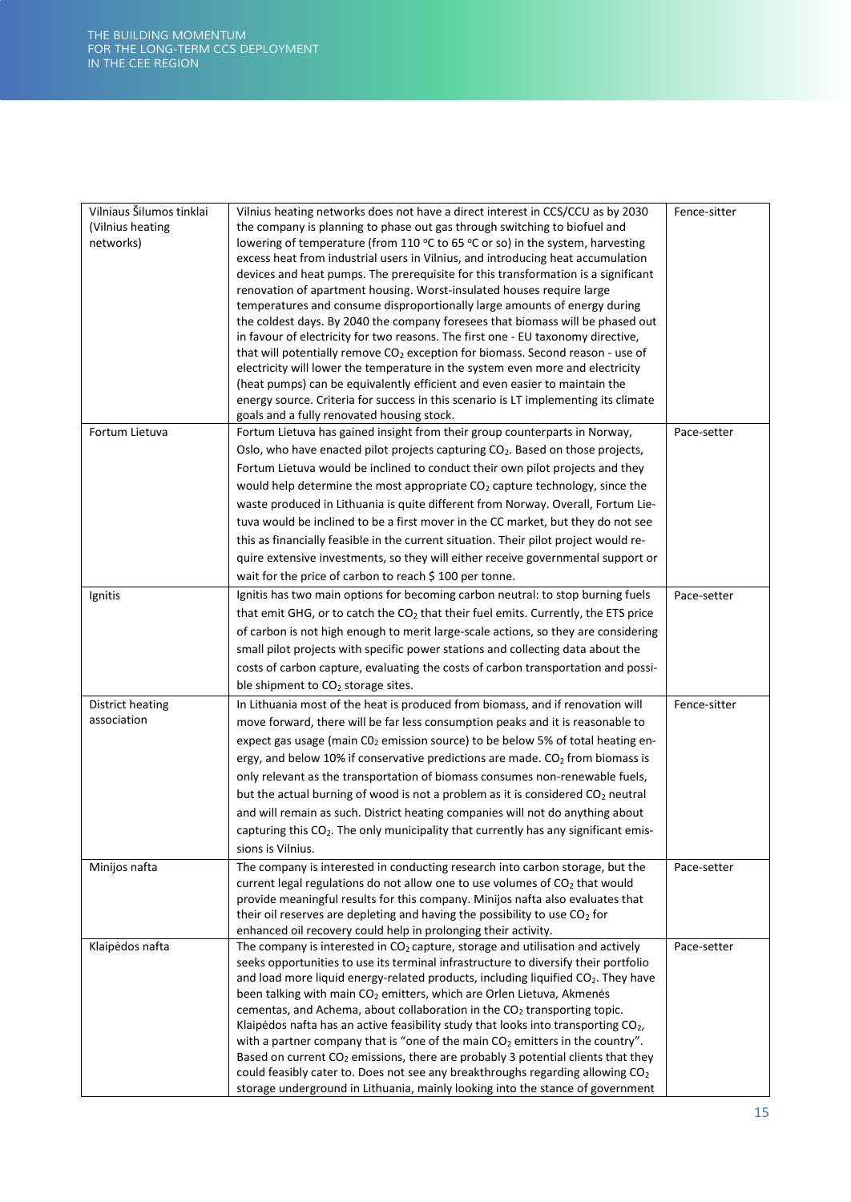| | | |
|---|---|---|
| Vilniaus Šilumos tinklai (Vilnius heating networks) | Vilnius heating networks does not have a direct interest in CCS/CCU as by 2030 the company is planning to phase out gas through switching to biofuel and lowering of temperature (from 110 °C to 65 °C or so) in the system, harvesting excess heat from industrial users in Vilnius, and introducing heat accumulation devices and heat pumps. The prerequisite for this transformation is a significant renovation of apartment housing. Worst-insulated houses require large temperatures and consume disproportionally large amounts of energy during the coldest days. By 2040 the company foresees that biomass will be phased out in favour of electricity for two reasons. The first one - EU taxonomy directive, that will potentially remove $CO_2$ exception for biomass. Second reason - use of electricity will lower the temperature in the system even more and electricity (heat pumps) can be equivalently efficient and even easier to maintain the energy source. Criteria for success in this scenario is LT implementing its climate goals and a fully renovated housing stock. | Fence-sitter |
| Fortum Lietuva | Fortum Lietuva has gained insight from their group counterparts in Norway, Oslo, who have enacted pilot projects capturing $CO_2$. Based on those projects, Fortum Lietuva would be inclined to conduct their own pilot projects and they would help determine the most appropriate $CO_2$ capture technology, since the waste produced in Lithuania is quite different from Norway. Overall, Fortum Lietuva would be inclined to be a first mover in the CC market, but they do not see this as financially feasible in the current situation. Their pilot project would require extensive investments, so they will either receive governmental support or wait for the price of carbon to reach $ 100 per tonne. | Pace-setter |
| Ignitis | Ignitis has two main options for becoming carbon neutral: to stop burning fuels that emit GHG, or to catch the $CO_2$ that their fuel emits. Currently, the ETS price of carbon is not high enough to merit large-scale actions, so they are considering small pilot projects with specific power stations and collecting data about the costs of carbon capture, evaluating the costs of carbon transportation and possible shipment to $CO_2$ storage sites. | Pace-setter |
| District heating association | In Lithuania most of the heat is produced from biomass, and if renovation will move forward, there will be far less consumption peaks and it is reasonable to expect gas usage (main $CO_2$ emission source) to be below 5% of total heating energy, and below 10% if conservative predictions are made. $CO_2$ from biomass is only relevant as the transportation of biomass consumes non-renewable fuels, but the actual burning of wood is not a problem as it is considered $CO_2$ neutral and will remain as such. District heating companies will not do anything about capturing this $CO_2$. The only municipality that currently has any significant emissions is Vilnius. | Fence-sitter |
| Minijos nafta | The company is interested in conducting research into carbon storage, but the current legal regulations do not allow one to use volumes of $CO_2$ that would provide meaningful results for this company. Minijos nafta also evaluates that their oil reserves are depleting and having the possibility to use $CO_2$ for enhanced oil recovery could help in prolonging their activity. | Pace-setter |
| Klaipėdos nafta | The company is interested in $CO_2$ capture, storage and utilisation and actively seeks opportunities to use its terminal infrastructure to diversify their portfolio and load more liquid energy-related products, including liquified $CO_2$. They have been talking with main $CO_2$ emitters, which are Orlen Lietuva, Akmenės cementas, and Achema, about collaboration in the $CO_2$ transporting topic. Klaipėdos nafta has an active feasibility study that looks into transporting $CO_2$, with a partner company that is "one of the main $CO_2$ emitters in the country". Based on current $CO_2$ emissions, there are probably 3 potential clients that they could feasibly cater to. Does not see any breakthroughs regarding allowing $CO_2$ storage underground in Lithuania, mainly looking into the stance of government | Pace-setter |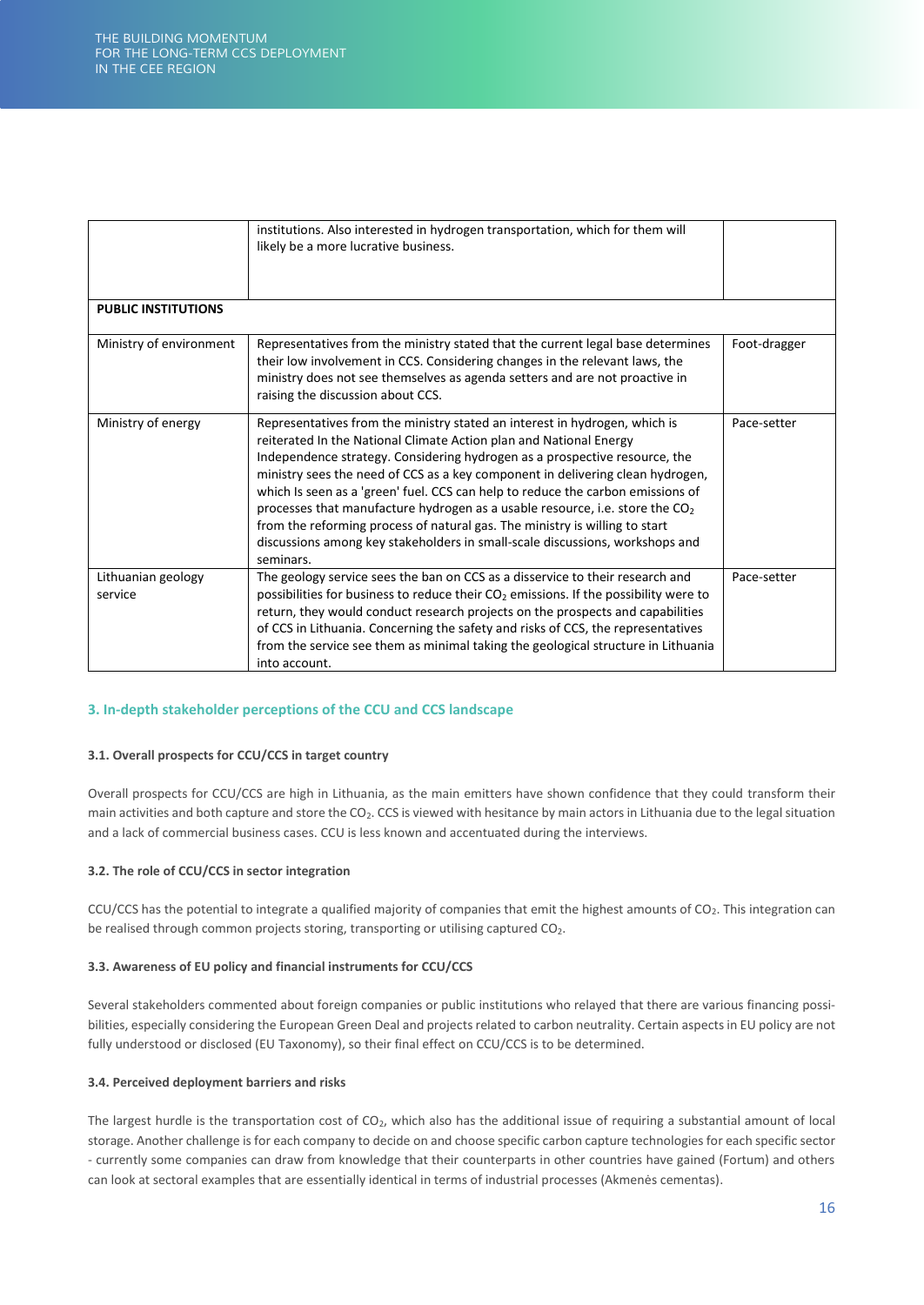| | | |
|---|---|---|
| | institutions. Also interested in hydrogen transportation, which for them will likely be a more lucrative business. | |
| **PUBLIC INSTITUTIONS** | | |
| Ministry of environment | Representatives from the ministry stated that the current legal base determines their low involvement in CCS. Considering changes in the relevant laws, the ministry does not see themselves as agenda setters and are not proactive in raising the discussion about CCS. | Foot-dragger |
| Ministry of energy | Representatives from the ministry stated an interest in hydrogen, which is reiterated In the National Climate Action plan and National Energy Independence strategy. Considering hydrogen as a prospective resource, the ministry sees the need of CCS as a key component in delivering clean hydrogen, which Is seen as a 'green' fuel. CCS can help to reduce the carbon emissions of processes that manufacture hydrogen as a usable resource, i.e. store the $CO_2$ from the reforming process of natural gas. The ministry is willing to start discussions among key stakeholders in small-scale discussions, workshops and seminars. | Pace-setter |
| Lithuanian geology service | The geology service sees the ban on CCS as a disservice to their research and possibilities for business to reduce their $CO_2$ emissions. If the possibility were to return, they would conduct research projects on the prospects and capabilities of CCS in Lithuania. Concerning the safety and risks of CCS, the representatives from the service see them as minimal taking the geological structure in Lithuania into account. | Pace-setter |

## 3. In-depth stakeholder perceptions of the CCU and CCS landscape

### 3.1. Overall prospects for CCU/CCS in target country

Overall prospects for CCU/CCS are high in Lithuania, as the main emitters have shown confidence that they could transform their main activities and both capture and store the $CO_2$. CCS is viewed with hesitance by main actors in Lithuania due to the legal situation and a lack of commercial business cases. CCU is less known and accentuated during the interviews.

### 3.2. The role of CCU/CCS in sector integration

CCU/CCS has the potential to integrate a qualified majority of companies that emit the highest amounts of $CO_2$. This integration can be realised through common projects storing, transporting or utilising captured $CO_2$.

### 3.3. Awareness of EU policy and financial instruments for CCU/CCS

Several stakeholders commented about foreign companies or public institutions who relayed that there are various financing possibilities, especially considering the European Green Deal and projects related to carbon neutrality. Certain aspects in EU policy are not fully understood or disclosed (EU Taxonomy), so their final effect on CCU/CCS is to be determined.

### 3.4. Perceived deployment barriers and risks

The largest hurdle is the transportation cost of $CO_2$, which also has the additional issue of requiring a substantial amount of local storage. Another challenge is for each company to decide on and choose specific carbon capture technologies for each specific sector - currently some companies can draw from knowledge that their counterparts in other countries have gained (Fortum) and others can look at sectoral examples that are essentially identical in terms of industrial processes (Akmenės cementas).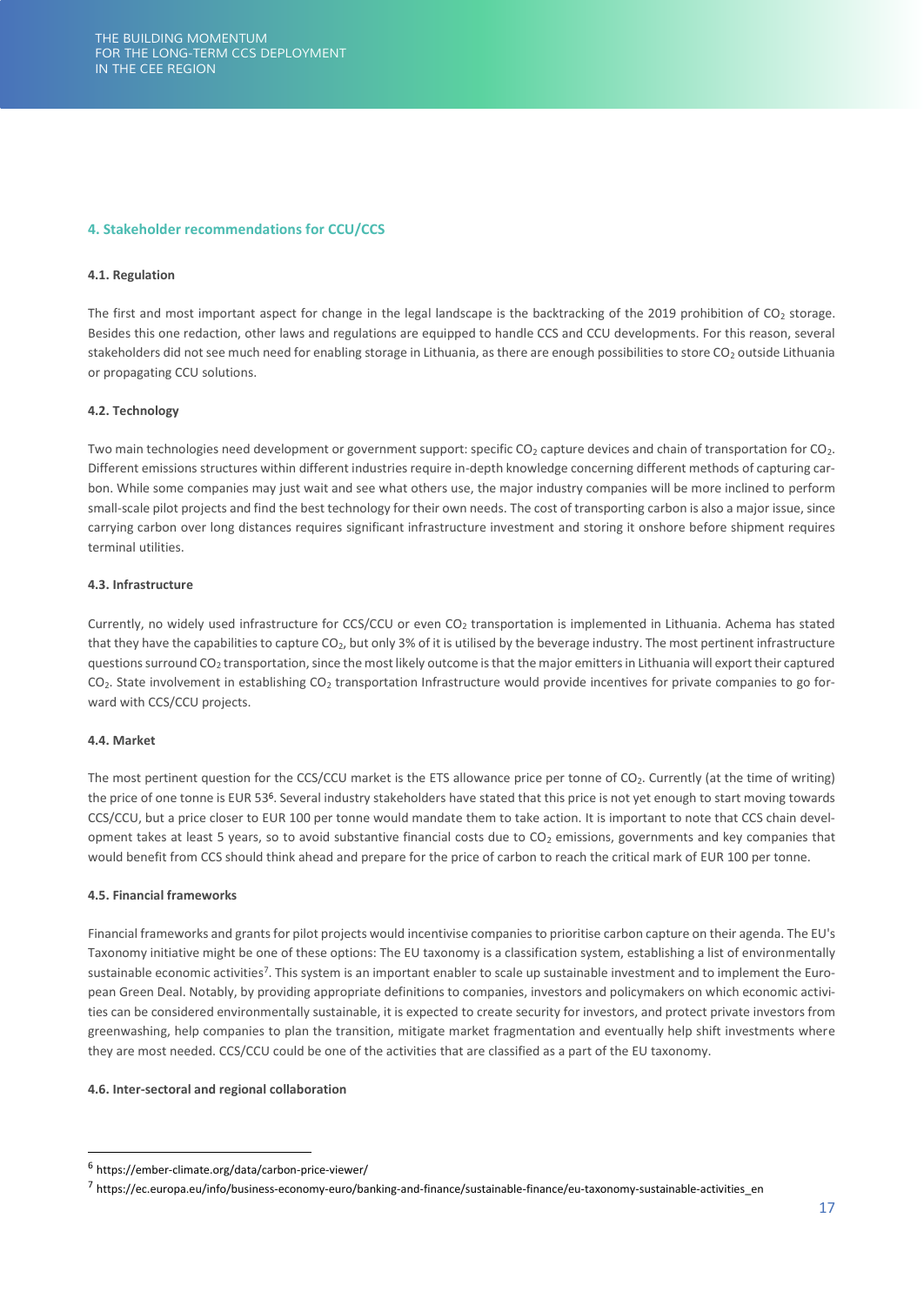## 4. Stakeholder recommendations for CCU/CCS

### 4.1. Regulation

The first and most important aspect for change in the legal landscape is the backtracking of the 2019 prohibition of $CO_2$ storage. Besides this one redaction, other laws and regulations are equipped to handle CCS and CCU developments. For this reason, several stakeholders did not see much need for enabling storage in Lithuania, as there are enough possibilities to store $CO_2$ outside Lithuania or propagating CCU solutions.

### 4.2. Technology

Two main technologies need development or government support: specific $CO_2$ capture devices and chain of transportation for $CO_2$. Different emissions structures within different industries require in-depth knowledge concerning different methods of capturing carbon. While some companies may just wait and see what others use, the major industry companies will be more inclined to perform small-scale pilot projects and find the best technology for their own needs. The cost of transporting carbon is also a major issue, since carrying carbon over long distances requires significant infrastructure investment and storing it onshore before shipment requires terminal utilities.

### 4.3. Infrastructure

Currently, no widely used infrastructure for CCS/CCU or even $CO_2$ transportation is implemented in Lithuania. Achema has stated that they have the capabilities to capture $CO_2$, but only 3% of it is utilised by the beverage industry. The most pertinent infrastructure questions surround $CO_2$ transportation, since the most likely outcome is that the major emitters in Lithuania will export their captured $CO_2$. State involvement in establishing $CO_2$ transportation Infrastructure would provide incentives for private companies to go forward with CCS/CCU projects.

### 4.4. Market

The most pertinent question for the CCS/CCU market is the ETS allowance price per tonne of $CO_2$. Currently (at the time of writing) the price of one tonne is EUR 53[6]. Several industry stakeholders have stated that this price is not yet enough to start moving towards CCS/CCU, but a price closer to EUR 100 per tonne would mandate them to take action. It is important to note that CCS chain development takes at least 5 years, so to avoid substantive financial costs due to $CO_2$ emissions, governments and key companies that would benefit from CCS should think ahead and prepare for the price of carbon to reach the critical mark of EUR 100 per tonne.

### 4.5. Financial frameworks

Financial frameworks and grants for pilot projects would incentivise companies to prioritise carbon capture on their agenda. The EU's Taxonomy initiative might be one of these options: The EU taxonomy is a classification system, establishing a list of environmentally sustainable economic activities[7]. This system is an important enabler to scale up sustainable investment and to implement the European Green Deal. Notably, by providing appropriate definitions to companies, investors and policymakers on which economic activities can be considered environmentally sustainable, it is expected to create security for investors, and protect private investors from greenwashing, help companies to plan the transition, mitigate market fragmentation and eventually help shift investments where they are most needed. CCS/CCU could be one of the activities that are classified as a part of the EU taxonomy.

### 4.6. Inter-sectoral and regional collaboration

---

[6] https://ember-climate.org/data/carbon-price-viewer/

[7] https://ec.europa.eu/info/business-economy-euro/banking-and-finance/sustainable-finance/eu-taxonomy-sustainable-activities_en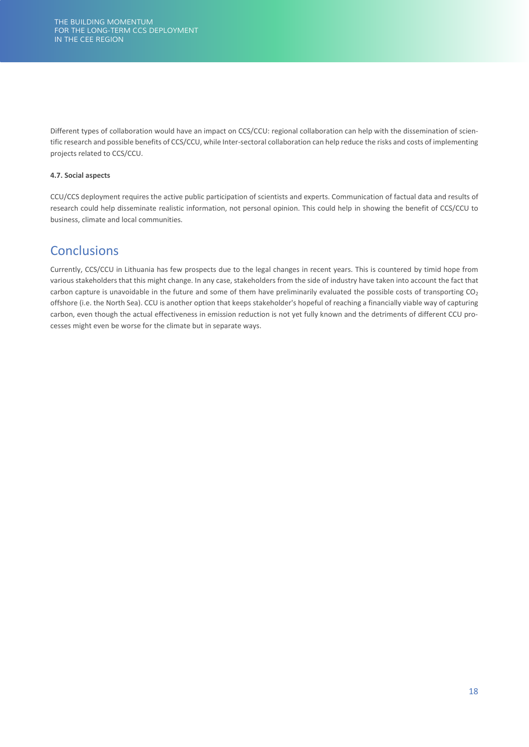Different types of collaboration would have an impact on CCS/CCU: regional collaboration can help with the dissemination of scientific research and possible benefits of CCS/CCU, while Inter-sectoral collaboration can help reduce the risks and costs of implementing projects related to CCS/CCU.

#### 4.7. Social aspects

CCU/CCS deployment requires the active public participation of scientists and experts. Communication of factual data and results of research could help disseminate realistic information, not personal opinion. This could help in showing the benefit of CCS/CCU to business, climate and local communities.

## Conclusions

Currently, CCS/CCU in Lithuania has few prospects due to the legal changes in recent years. This is countered by timid hope from various stakeholders that this might change. In any case, stakeholders from the side of industry have taken into account the fact that carbon capture is unavoidable in the future and some of them have preliminarily evaluated the possible costs of transporting $CO_2$ offshore (i.e. the North Sea). CCU is another option that keeps stakeholder's hopeful of reaching a financially viable way of capturing carbon, even though the actual effectiveness in emission reduction is not yet fully known and the detriments of different CCU processes might even be worse for the climate but in separate ways.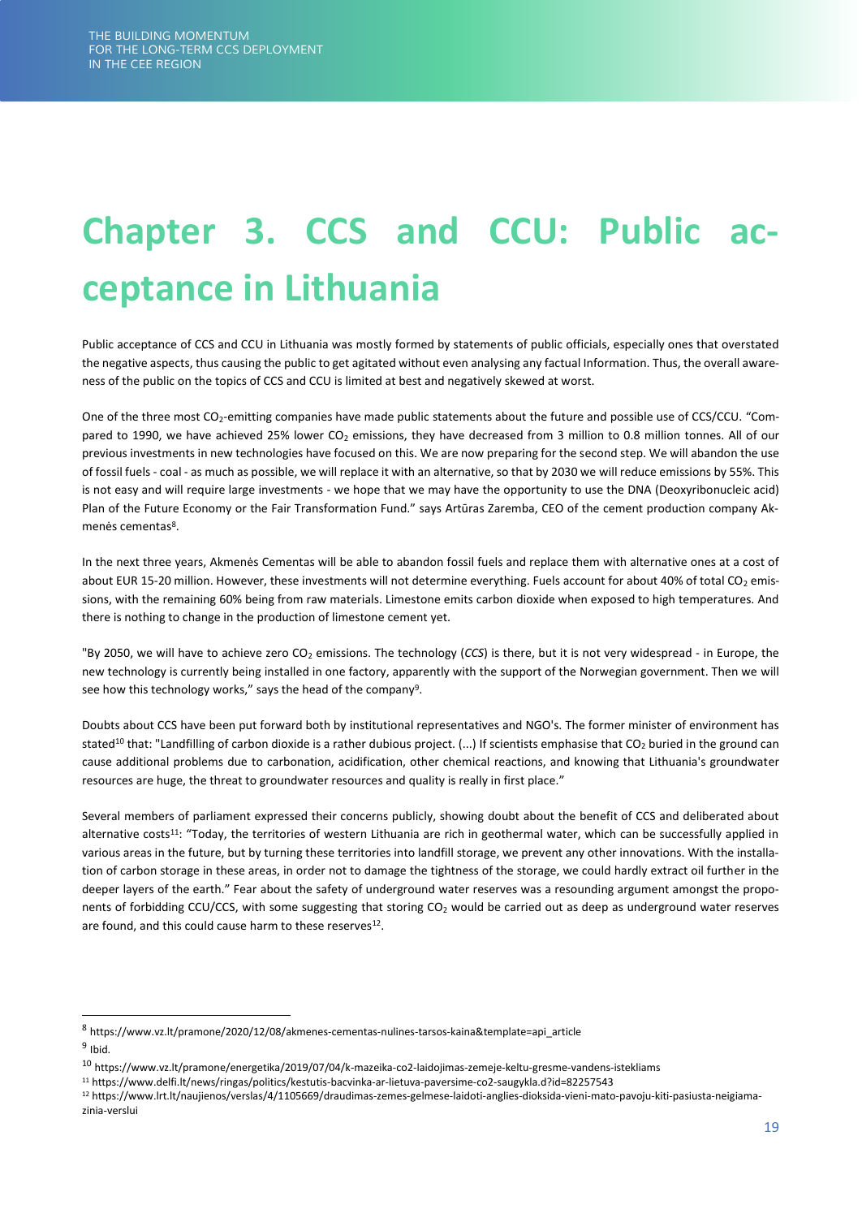# Chapter 3. CCS and CCU: Public acceptance in Lithuania

Public acceptance of CCS and CCU in Lithuania was mostly formed by statements of public officials, especially ones that overstated the negative aspects, thus causing the public to get agitated without even analysing any factual Information. Thus, the overall awareness of the public on the topics of CCS and CCU is limited at best and negatively skewed at worst.

One of the three most $CO_2$-emitting companies have made public statements about the future and possible use of CCS/CCU. "Compared to 1990, we have achieved 25% lower $CO_2$ emissions, they have decreased from 3 million to 0.8 million tonnes. All of our previous investments in new technologies have focused on this. We are now preparing for the second step. We will abandon the use of fossil fuels - coal - as much as possible, we will replace it with an alternative, so that by 2030 we will reduce emissions by 55%. This is not easy and will require large investments - we hope that we may have the opportunity to use the DNA (Deoxyribonucleic acid) Plan of the Future Economy or the Fair Transformation Fund." says Artūras Zaremba, CEO of the cement production company Akmenės cementas[8].

In the next three years, Akmenės Cementas will be able to abandon fossil fuels and replace them with alternative ones at a cost of about EUR 15-20 million. However, these investments will not determine everything. Fuels account for about 40% of total $CO_2$ emissions, with the remaining 60% being from raw materials. Limestone emits carbon dioxide when exposed to high temperatures. And there is nothing to change in the production of limestone cement yet.

"By 2050, we will have to achieve zero $CO_2$ emissions. The technology (*CCS*) is there, but it is not very widespread - in Europe, the new technology is currently being installed in one factory, apparently with the support of the Norwegian government. Then we will see how this technology works," says the head of the company[9].

Doubts about CCS have been put forward both by institutional representatives and NGO's. The former minister of environment has stated[10] that: "Landfilling of carbon dioxide is a rather dubious project. (...) If scientists emphasise that $CO_2$ buried in the ground can cause additional problems due to carbonation, acidification, other chemical reactions, and knowing that Lithuania's groundwater resources are huge, the threat to groundwater resources and quality is really in first place."

Several members of parliament expressed their concerns publicly, showing doubt about the benefit of CCS and deliberated about alternative costs[11]: "Today, the territories of western Lithuania are rich in geothermal water, which can be successfully applied in various areas in the future, but by turning these territories into landfill storage, we prevent any other innovations. With the installation of carbon storage in these areas, in order not to damage the tightness of the storage, we could hardly extract oil further in the deeper layers of the earth." Fear about the safety of underground water reserves was a resounding argument amongst the proponents of forbidding CCU/CCS, with some suggesting that storing $CO_2$ would be carried out as deep as underground water reserves are found, and this could cause harm to these reserves[12].

---

[8] https://www.vz.lt/pramone/2020/12/08/akmenes-cementas-nulines-tarsos-kaina&template=api_article

[9] Ibid.

[10] https://www.vz.lt/pramone/energetika/2019/07/04/k-mazeika-co2-laidojimas-zemeje-keltu-gresme-vandens-istekliams

[11] https://www.delfi.lt/news/ringas/politics/kestutis-bacvinka-ar-lietuva-paversime-co2-saugykla.d?id=82257543

[12] https://www.lrt.lt/naujienos/verslas/4/1105669/draudimas-zemes-gelmese-laidoti-anglies-dioksida-vieni-mato-pavoju-kiti-pasiusta-neigiama-zinia-verslui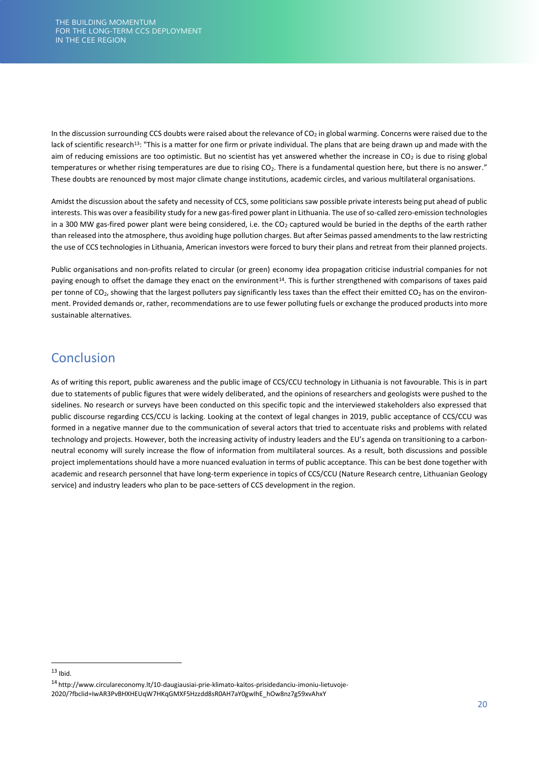In the discussion surrounding CCS doubts were raised about the relevance of $CO_2$ in global warming. Concerns were raised due to the lack of scientific research[13]: "This is a matter for one firm or private individual. The plans that are being drawn up and made with the aim of reducing emissions are too optimistic. But no scientist has yet answered whether the increase in $CO_2$ is due to rising global temperatures or whether rising temperatures are due to rising $CO_2$. There is a fundamental question here, but there is no answer." These doubts are renounced by most major climate change institutions, academic circles, and various multilateral organisations.

Amidst the discussion about the safety and necessity of CCS, some politicians saw possible private interests being put ahead of public interests. This was over a feasibility study for a new gas-fired power plant in Lithuania. The use of so-called zero-emission technologies in a 300 MW gas-fired power plant were being considered, i.e. the $CO_2$ captured would be buried in the depths of the earth rather than released into the atmosphere, thus avoiding huge pollution charges. But after Seimas passed amendments to the law restricting the use of CCS technologies in Lithuania, American investors were forced to bury their plans and retreat from their planned projects.

Public organisations and non-profits related to circular (or green) economy idea propagation criticise industrial companies for not paying enough to offset the damage they enact on the environment[14]. This is further strengthened with comparisons of taxes paid per tonne of $CO_2$, showing that the largest polluters pay significantly less taxes than the effect their emitted $CO_2$ has on the environment. Provided demands or, rather, recommendations are to use fewer polluting fuels or exchange the produced products into more sustainable alternatives.

## Conclusion

As of writing this report, public awareness and the public image of CCS/CCU technology in Lithuania is not favourable. This is in part due to statements of public figures that were widely deliberated, and the opinions of researchers and geologists were pushed to the sidelines. No research or surveys have been conducted on this specific topic and the interviewed stakeholders also expressed that public discourse regarding CCS/CCU is lacking. Looking at the context of legal changes in 2019, public acceptance of CCS/CCU was formed in a negative manner due to the communication of several actors that tried to accentuate risks and problems with related technology and projects. However, both the increasing activity of industry leaders and the EU's agenda on transitioning to a carbon-neutral economy will surely increase the flow of information from multilateral sources. As a result, both discussions and possible project implementations should have a more nuanced evaluation in terms of public acceptance. This can be best done together with academic and research personnel that have long-term experience in topics of CCS/CCU (Nature Research centre, Lithuanian Geology service) and industry leaders who plan to be pace-setters of CCS development in the region.

---

[13] Ibid.

[14] http://www.circulareconomy.lt/10-daugiausiai-prie-klimato-kaitos-prisidedanciu-imoniu-lietuvoje-2020/?fbclid=IwAR3PvBHXHEUqW7HKqGMXF5Hzzdd8sR0AH7aY0gwIhE_hOw8nz7g59xvAhxY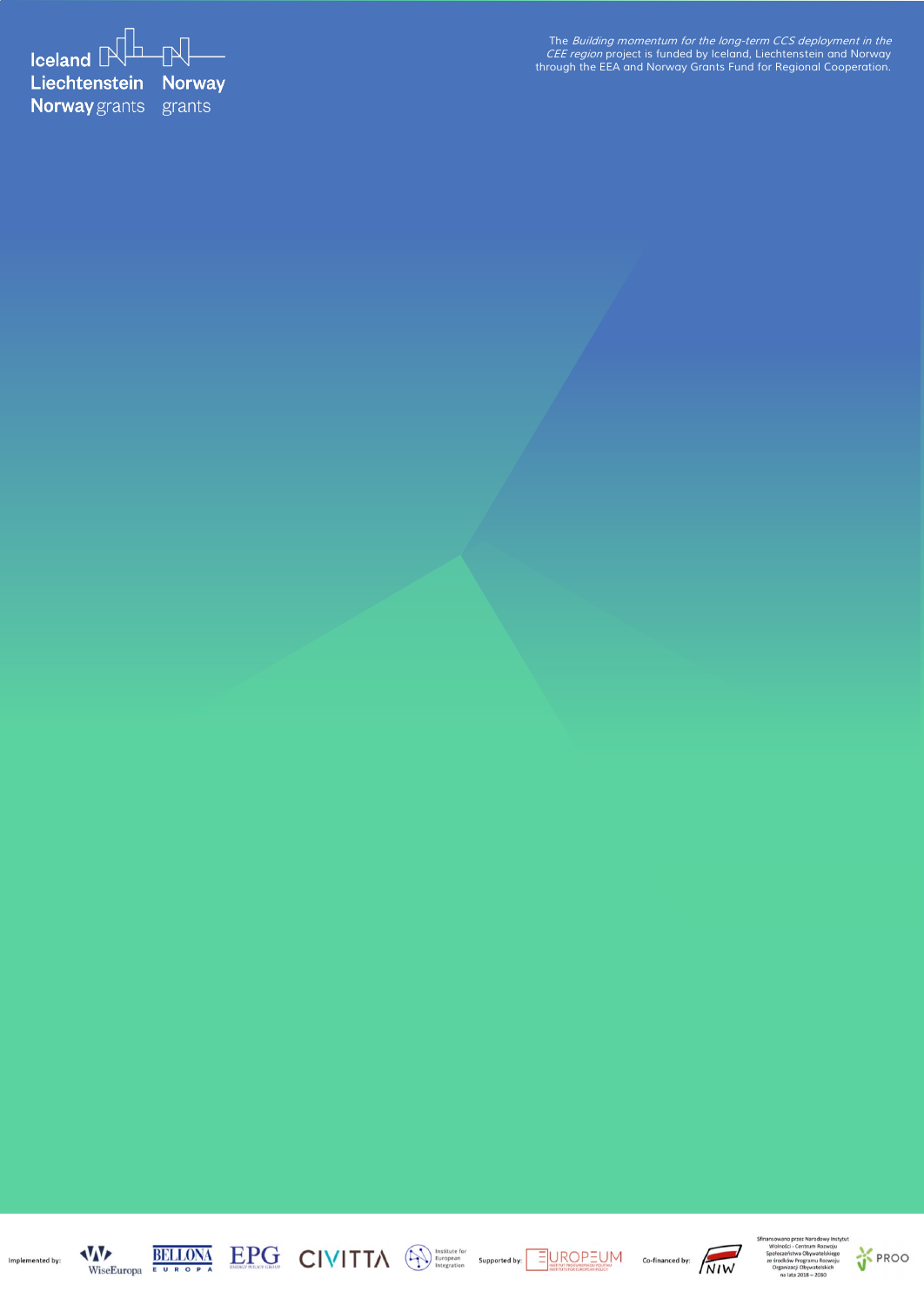Iceland Liechtenstein Norway grants

Norway grants

The *Building momentum for the long-term CCS deployment in the CEE region* project is funded by Iceland, Liechtenstein and Norway through the EEA and Norway Grants Fund for Regional Cooperation.

Implemented by: WiseEuropa BELLONA EUROPA EPG CIVITTA Institute for European Integration Supported by: EUROPEUM Co-financed by: NIW

Sfinansowano przez Narodowy Instytut Wolności - Centrum Rozwoju Społeczeństwa Obywatelskiego ze środków Programu Rozwoju Organizacji Obywatelskich na lata 2018 – 2030

PROO